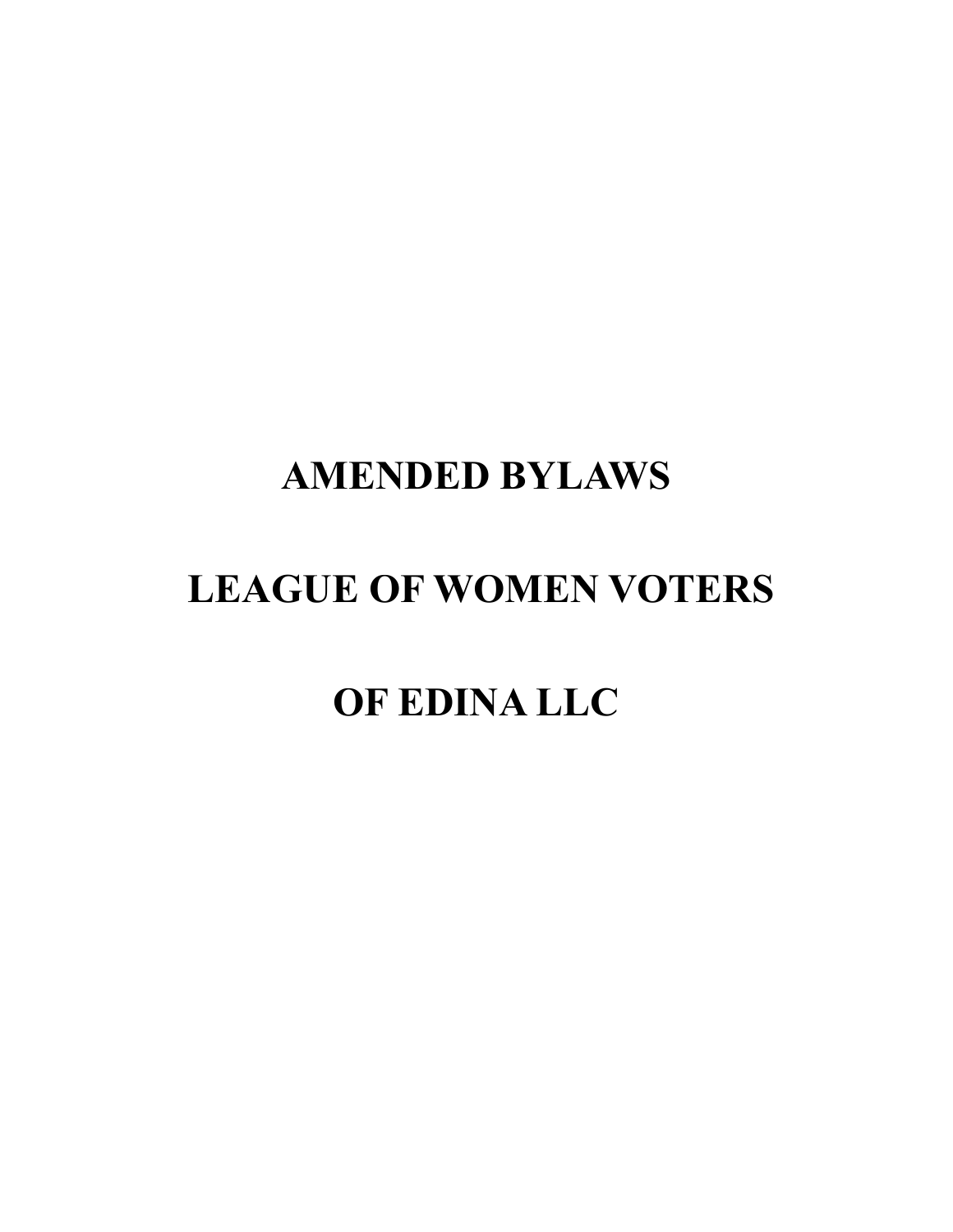# AMENDED BYLAWS

# LEAGUE OF WOMEN VOTERS

# OF EDINA LLC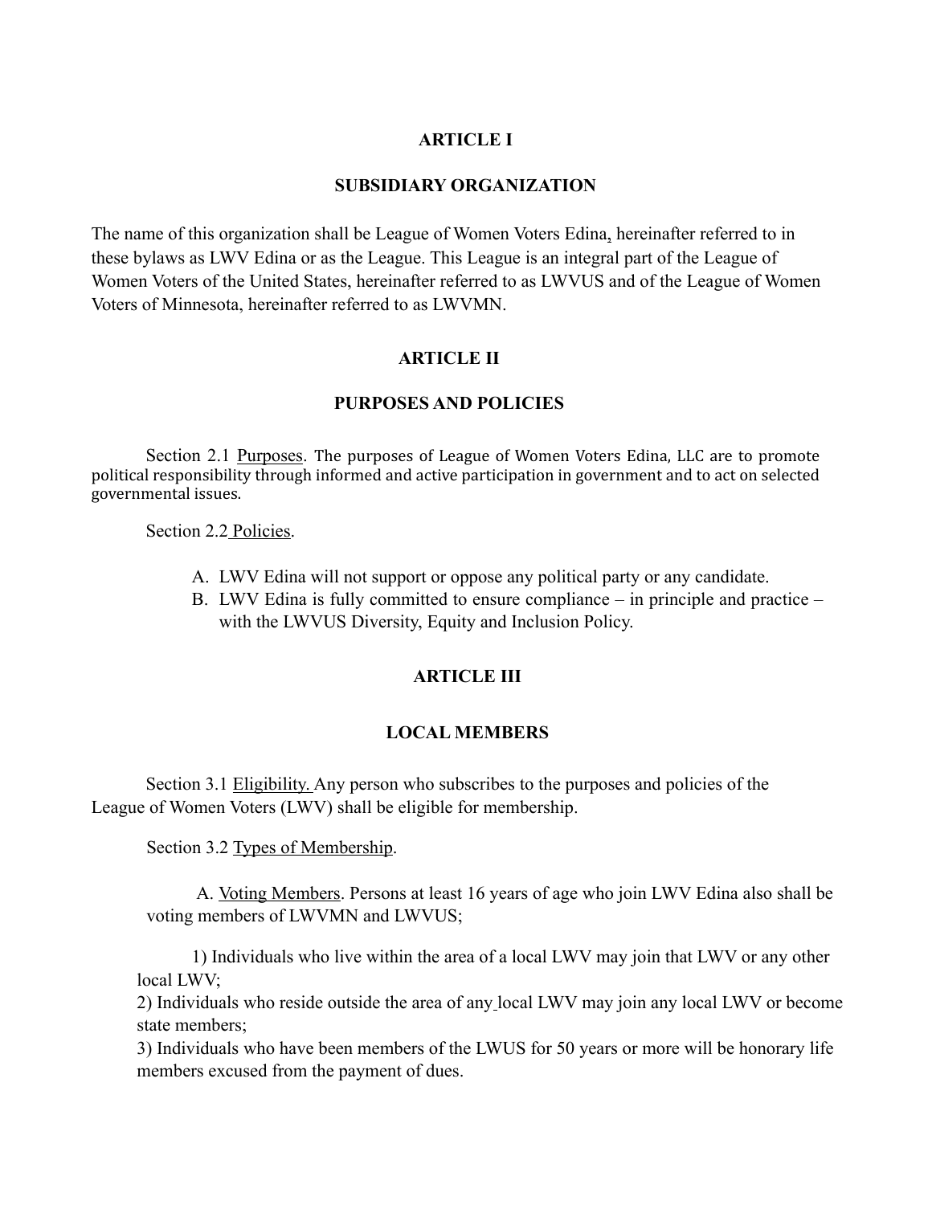## ARTICLE I

## SUBSIDIARY ORGANIZATION

The name of this organization shall be League of Women Voters Edina, hereinafter referred to in these bylaws as LWV Edina or as the League. This League is an integral part of the League of Women Voters of the United States, hereinafter referred to as LWVUS and of the League of Women Voters of Minnesota, hereinafter referred to as LWVMN.

## ARTICLE II

## PURPOSES AND POLICIES

Section 2.1 Purposes. The purposes of League of Women Voters Edina, LLC are to promote political responsibility through informed and active participation in government and to act on selected governmental issues.

Section 2.2 Policies.

A. LWV Edina will not support or oppose any political party or any candidate.
B. LWV Edina is fully committed to ensure compliance – in principle and practice – with the LWVUS Diversity, Equity and Inclusion Policy.

## ARTICLE III

## LOCAL MEMBERS

Section 3.1 Eligibility. Any person who subscribes to the purposes and policies of the League of Women Voters (LWV) shall be eligible for membership.

Section 3.2 Types of Membership.

A. Voting Members. Persons at least 16 years of age who join LWV Edina also shall be voting members of LWVMN and LWVUS;

1) Individuals who live within the area of a local LWV may join that LWV or any other local LWV;
2) Individuals who reside outside the area of any local LWV may join any local LWV or become state members;
3) Individuals who have been members of the LWUS for 50 years or more will be honorary life members excused from the payment of dues.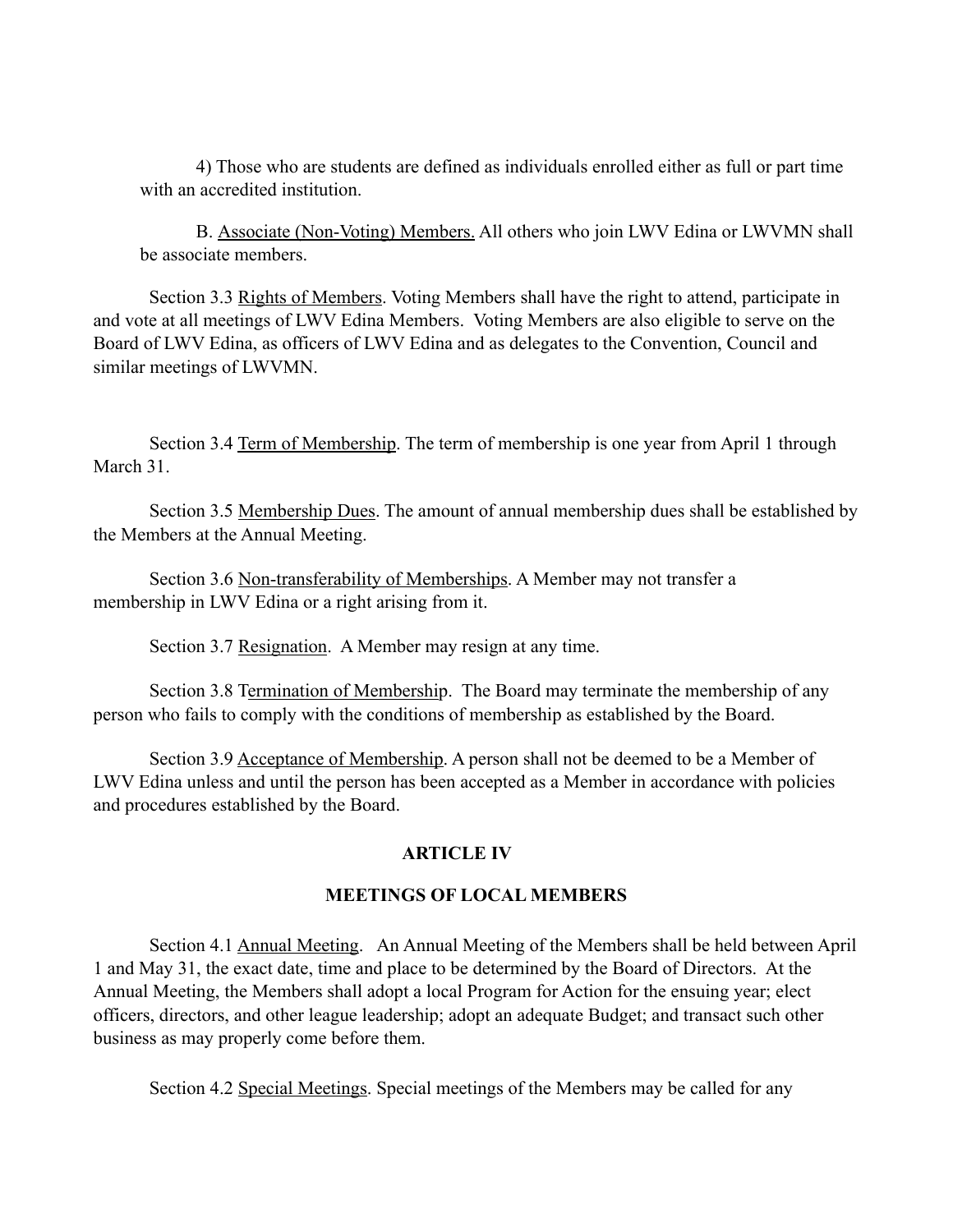4) Those who are students are defined as individuals enrolled either as full or part time with an accredited institution.

B. Associate (Non-Voting) Members. All others who join LWV Edina or LWVMN shall be associate members.

Section 3.3 Rights of Members. Voting Members shall have the right to attend, participate in and vote at all meetings of LWV Edina Members. Voting Members are also eligible to serve on the Board of LWV Edina, as officers of LWV Edina and as delegates to the Convention, Council and similar meetings of LWVMN.

Section 3.4 Term of Membership. The term of membership is one year from April 1 through March 31.

Section 3.5 Membership Dues. The amount of annual membership dues shall be established by the Members at the Annual Meeting.

Section 3.6 Non-transferability of Memberships. A Member may not transfer a membership in LWV Edina or a right arising from it.

Section 3.7 Resignation. A Member may resign at any time.

Section 3.8 Termination of Membership. The Board may terminate the membership of any person who fails to comply with the conditions of membership as established by the Board.

Section 3.9 Acceptance of Membership. A person shall not be deemed to be a Member of LWV Edina unless and until the person has been accepted as a Member in accordance with policies and procedures established by the Board.

## ARTICLE IV

## MEETINGS OF LOCAL MEMBERS

Section 4.1 Annual Meeting. An Annual Meeting of the Members shall be held between April 1 and May 31, the exact date, time and place to be determined by the Board of Directors. At the Annual Meeting, the Members shall adopt a local Program for Action for the ensuing year; elect officers, directors, and other league leadership; adopt an adequate Budget; and transact such other business as may properly come before them.

Section 4.2 Special Meetings. Special meetings of the Members may be called for any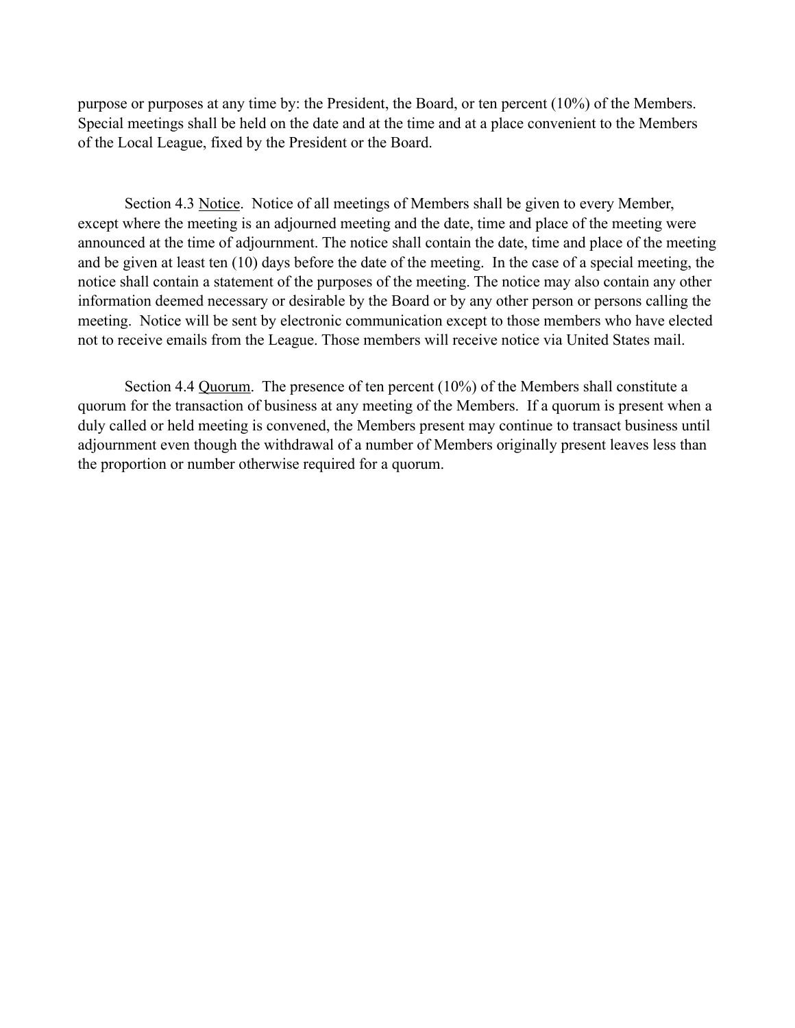purpose or purposes at any time by: the President, the Board, or ten percent (10%) of the Members. Special meetings shall be held on the date and at the time and at a place convenient to the Members of the Local League, fixed by the President or the Board.

Section 4.3 <u>Notice</u>. Notice of all meetings of Members shall be given to every Member, except where the meeting is an adjourned meeting and the date, time and place of the meeting were announced at the time of adjournment. The notice shall contain the date, time and place of the meeting and be given at least ten (10) days before the date of the meeting. In the case of a special meeting, the notice shall contain a statement of the purposes of the meeting. The notice may also contain any other information deemed necessary or desirable by the Board or by any other person or persons calling the meeting. Notice will be sent by electronic communication except to those members who have elected not to receive emails from the League. Those members will receive notice via United States mail.

Section 4.4 <u>Quorum</u>. The presence of ten percent (10%) of the Members shall constitute a quorum for the transaction of business at any meeting of the Members. If a quorum is present when a duly called or held meeting is convened, the Members present may continue to transact business until adjournment even though the withdrawal of a number of Members originally present leaves less than the proportion or number otherwise required for a quorum.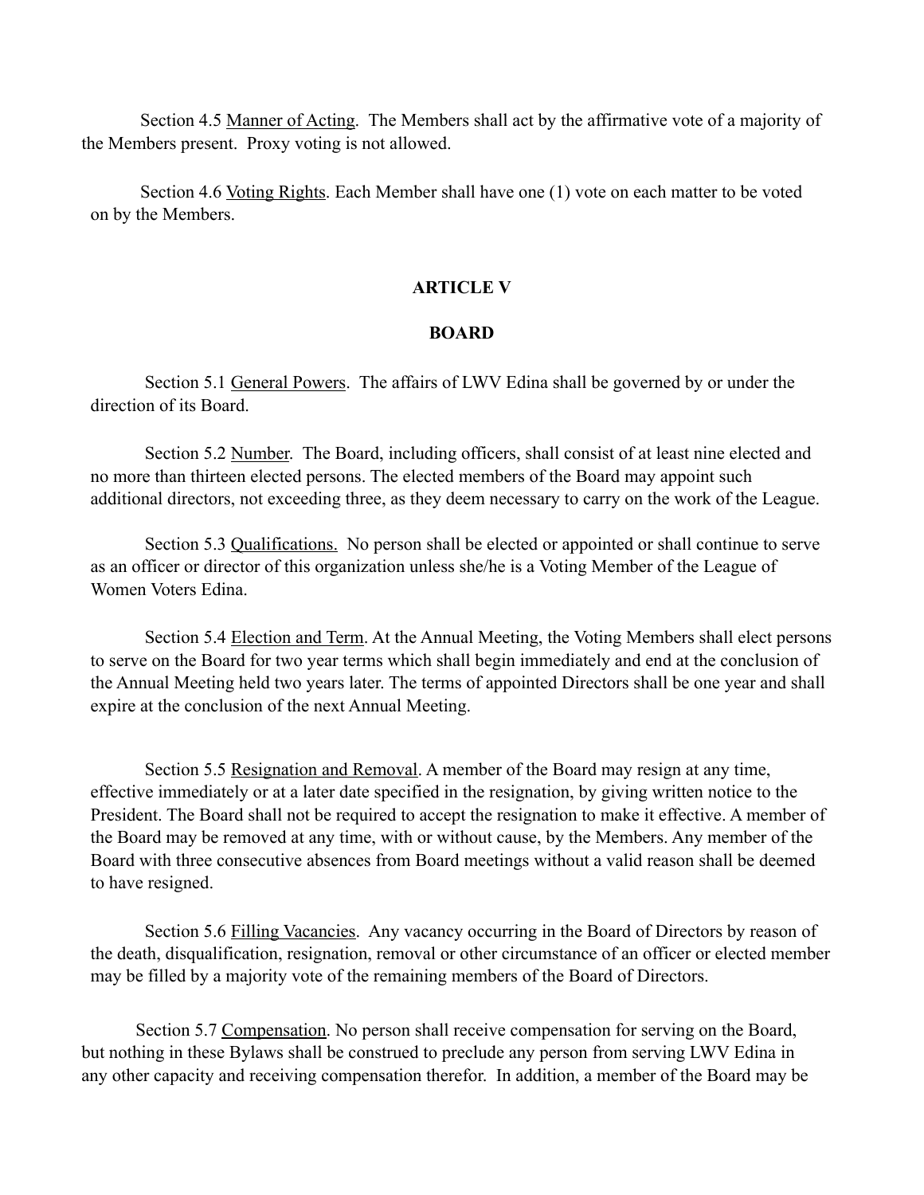Section 4.5 Manner of Acting. The Members shall act by the affirmative vote of a majority of the Members present. Proxy voting is not allowed.

Section 4.6 Voting Rights. Each Member shall have one (1) vote on each matter to be voted on by the Members.

## ARTICLE V

## BOARD

Section 5.1 General Powers. The affairs of LWV Edina shall be governed by or under the direction of its Board.

Section 5.2 Number. The Board, including officers, shall consist of at least nine elected and no more than thirteen elected persons. The elected members of the Board may appoint such additional directors, not exceeding three, as they deem necessary to carry on the work of the League.

Section 5.3 Qualifications. No person shall be elected or appointed or shall continue to serve as an officer or director of this organization unless she/he is a Voting Member of the League of Women Voters Edina.

Section 5.4 Election and Term. At the Annual Meeting, the Voting Members shall elect persons to serve on the Board for two year terms which shall begin immediately and end at the conclusion of the Annual Meeting held two years later. The terms of appointed Directors shall be one year and shall expire at the conclusion of the next Annual Meeting.

Section 5.5 Resignation and Removal. A member of the Board may resign at any time, effective immediately or at a later date specified in the resignation, by giving written notice to the President. The Board shall not be required to accept the resignation to make it effective. A member of the Board may be removed at any time, with or without cause, by the Members. Any member of the Board with three consecutive absences from Board meetings without a valid reason shall be deemed to have resigned.

Section 5.6 Filling Vacancies. Any vacancy occurring in the Board of Directors by reason of the death, disqualification, resignation, removal or other circumstance of an officer or elected member may be filled by a majority vote of the remaining members of the Board of Directors.

Section 5.7 Compensation. No person shall receive compensation for serving on the Board, but nothing in these Bylaws shall be construed to preclude any person from serving LWV Edina in any other capacity and receiving compensation therefor. In addition, a member of the Board may be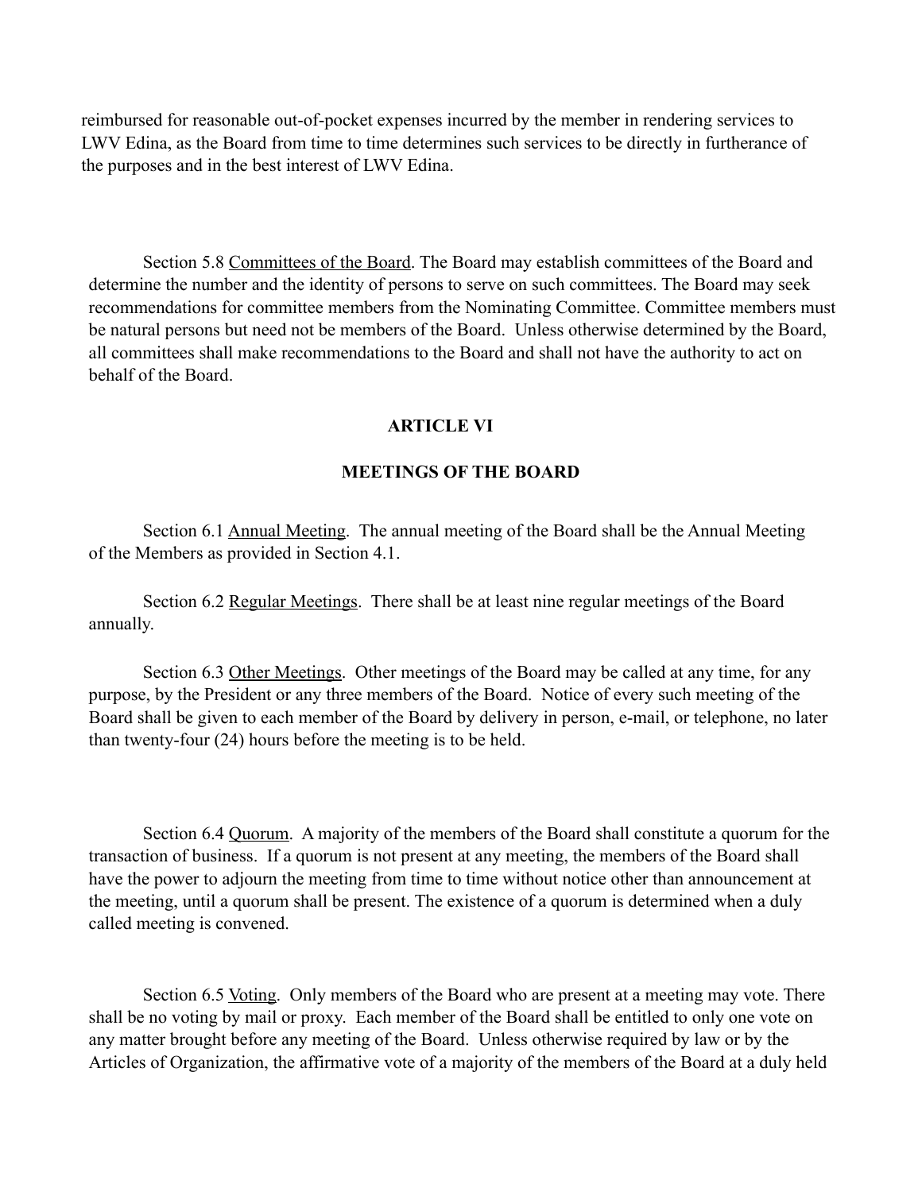reimbursed for reasonable out-of-pocket expenses incurred by the member in rendering services to LWV Edina, as the Board from time to time determines such services to be directly in furtherance of the purposes and in the best interest of LWV Edina.

Section 5.8 Committees of the Board. The Board may establish committees of the Board and determine the number and the identity of persons to serve on such committees. The Board may seek recommendations for committee members from the Nominating Committee. Committee members must be natural persons but need not be members of the Board. Unless otherwise determined by the Board, all committees shall make recommendations to the Board and shall not have the authority to act on behalf of the Board.

## ARTICLE VI

## MEETINGS OF THE BOARD

Section 6.1 Annual Meeting. The annual meeting of the Board shall be the Annual Meeting of the Members as provided in Section 4.1.

Section 6.2 Regular Meetings. There shall be at least nine regular meetings of the Board annually.

Section 6.3 Other Meetings. Other meetings of the Board may be called at any time, for any purpose, by the President or any three members of the Board. Notice of every such meeting of the Board shall be given to each member of the Board by delivery in person, e-mail, or telephone, no later than twenty-four (24) hours before the meeting is to be held.

Section 6.4 Quorum. A majority of the members of the Board shall constitute a quorum for the transaction of business. If a quorum is not present at any meeting, the members of the Board shall have the power to adjourn the meeting from time to time without notice other than announcement at the meeting, until a quorum shall be present. The existence of a quorum is determined when a duly called meeting is convened.

Section 6.5 Voting. Only members of the Board who are present at a meeting may vote. There shall be no voting by mail or proxy. Each member of the Board shall be entitled to only one vote on any matter brought before any meeting of the Board. Unless otherwise required by law or by the Articles of Organization, the affirmative vote of a majority of the members of the Board at a duly held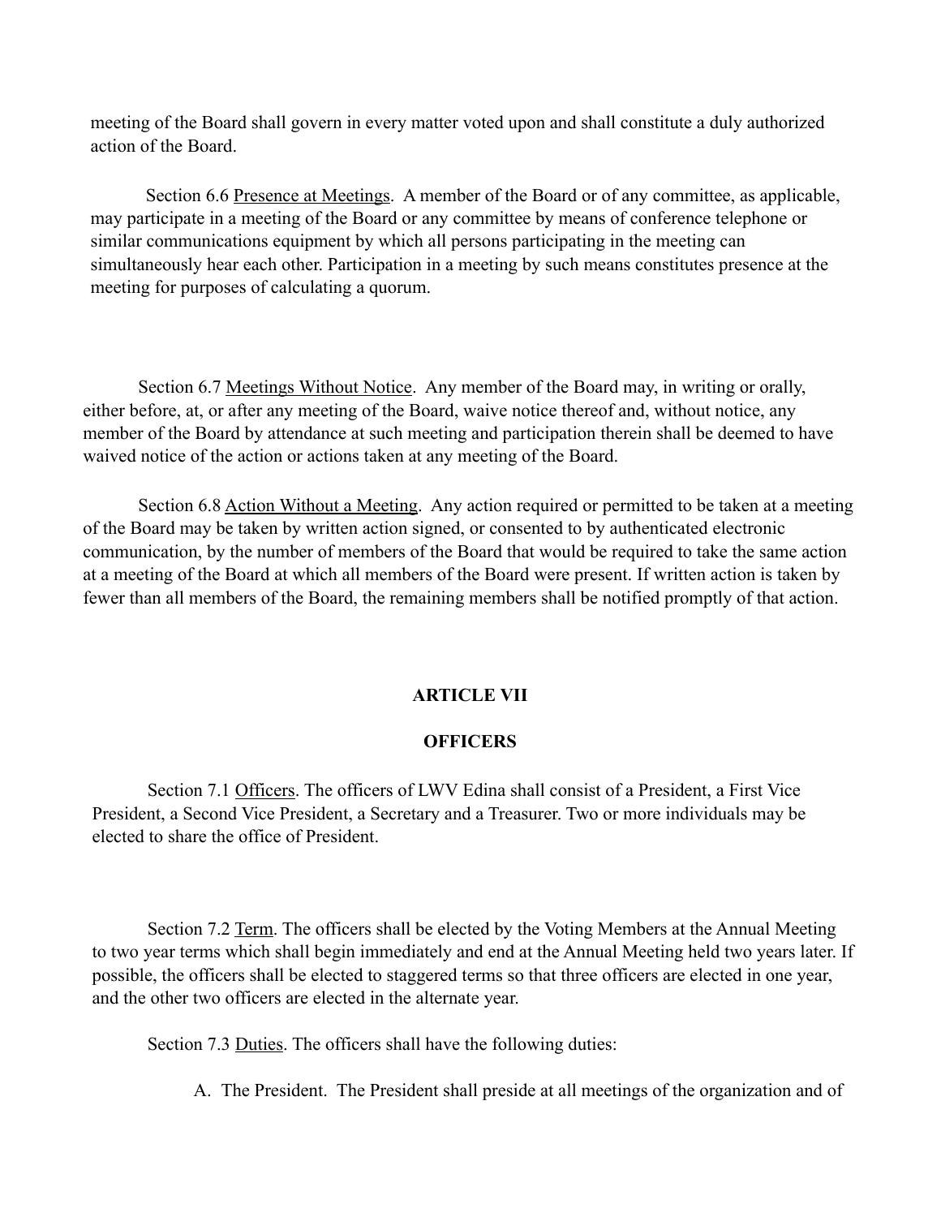meeting of the Board shall govern in every matter voted upon and shall constitute a duly authorized action of the Board.

Section 6.6 Presence at Meetings. A member of the Board or of any committee, as applicable, may participate in a meeting of the Board or any committee by means of conference telephone or similar communications equipment by which all persons participating in the meeting can simultaneously hear each other. Participation in a meeting by such means constitutes presence at the meeting for purposes of calculating a quorum.

Section 6.7 Meetings Without Notice. Any member of the Board may, in writing or orally, either before, at, or after any meeting of the Board, waive notice thereof and, without notice, any member of the Board by attendance at such meeting and participation therein shall be deemed to have waived notice of the action or actions taken at any meeting of the Board.

Section 6.8 Action Without a Meeting. Any action required or permitted to be taken at a meeting of the Board may be taken by written action signed, or consented to by authenticated electronic communication, by the number of members of the Board that would be required to take the same action at a meeting of the Board at which all members of the Board were present. If written action is taken by fewer than all members of the Board, the remaining members shall be notified promptly of that action.

## ARTICLE VII

## OFFICERS

Section 7.1 Officers. The officers of LWV Edina shall consist of a President, a First Vice President, a Second Vice President, a Secretary and a Treasurer. Two or more individuals may be elected to share the office of President.

Section 7.2 Term. The officers shall be elected by the Voting Members at the Annual Meeting to two year terms which shall begin immediately and end at the Annual Meeting held two years later. If possible, the officers shall be elected to staggered terms so that three officers are elected in one year, and the other two officers are elected in the alternate year.

Section 7.3 Duties. The officers shall have the following duties:

A. The President. The President shall preside at all meetings of the organization and of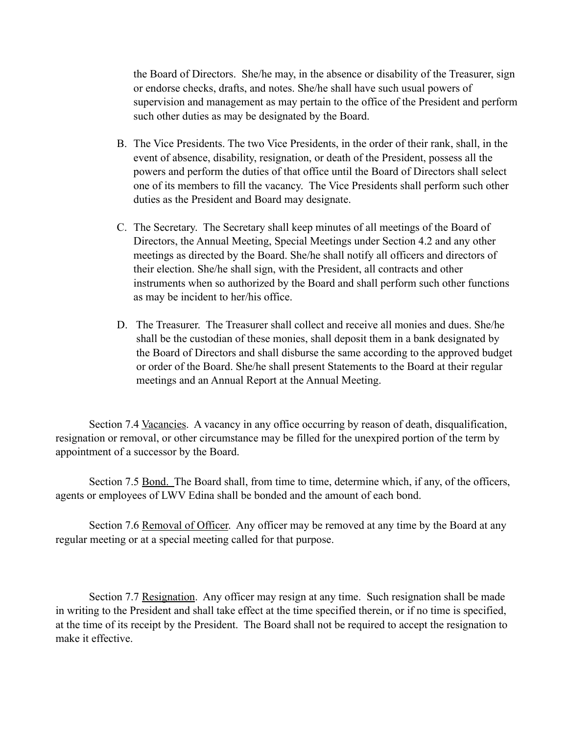the Board of Directors. She/he may, in the absence or disability of the Treasurer, sign or endorse checks, drafts, and notes. She/he shall have such usual powers of supervision and management as may pertain to the office of the President and perform such other duties as may be designated by the Board.

B. The Vice Presidents. The two Vice Presidents, in the order of their rank, shall, in the event of absence, disability, resignation, or death of the President, possess all the powers and perform the duties of that office until the Board of Directors shall select one of its members to fill the vacancy. The Vice Presidents shall perform such other duties as the President and Board may designate.

C. The Secretary. The Secretary shall keep minutes of all meetings of the Board of Directors, the Annual Meeting, Special Meetings under Section 4.2 and any other meetings as directed by the Board. She/he shall notify all officers and directors of their election. She/he shall sign, with the President, all contracts and other instruments when so authorized by the Board and shall perform such other functions as may be incident to her/his office.

D. The Treasurer. The Treasurer shall collect and receive all monies and dues. She/he shall be the custodian of these monies, shall deposit them in a bank designated by the Board of Directors and shall disburse the same according to the approved budget or order of the Board. She/he shall present Statements to the Board at their regular meetings and an Annual Report at the Annual Meeting.

Section 7.4 <u>Vacancies</u>. A vacancy in any office occurring by reason of death, disqualification, resignation or removal, or other circumstance may be filled for the unexpired portion of the term by appointment of a successor by the Board.

Section 7.5 <u>Bond.</u> The Board shall, from time to time, determine which, if any, of the officers, agents or employees of LWV Edina shall be bonded and the amount of each bond.

Section 7.6 <u>Removal of Officer</u>. Any officer may be removed at any time by the Board at any regular meeting or at a special meeting called for that purpose.

Section 7.7 <u>Resignation</u>. Any officer may resign at any time. Such resignation shall be made in writing to the President and shall take effect at the time specified therein, or if no time is specified, at the time of its receipt by the President. The Board shall not be required to accept the resignation to make it effective.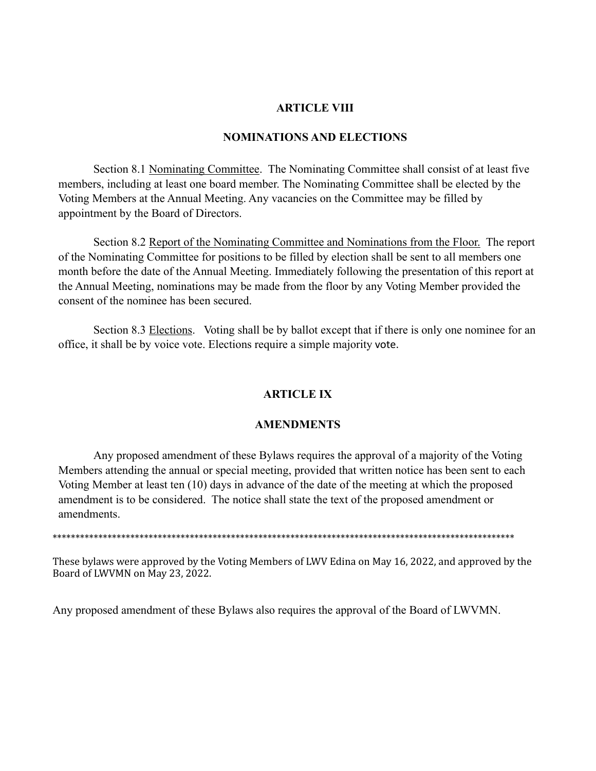## ARTICLE VIII

## NOMINATIONS AND ELECTIONS

Section 8.1 Nominating Committee. The Nominating Committee shall consist of at least five members, including at least one board member. The Nominating Committee shall be elected by the Voting Members at the Annual Meeting. Any vacancies on the Committee may be filled by appointment by the Board of Directors.

Section 8.2 Report of the Nominating Committee and Nominations from the Floor. The report of the Nominating Committee for positions to be filled by election shall be sent to all members one month before the date of the Annual Meeting. Immediately following the presentation of this report at the Annual Meeting, nominations may be made from the floor by any Voting Member provided the consent of the nominee has been secured.

Section 8.3 Elections. Voting shall be by ballot except that if there is only one nominee for an office, it shall be by voice vote. Elections require a simple majority vote.

## ARTICLE IX

## AMENDMENTS

Any proposed amendment of these Bylaws requires the approval of a majority of the Voting Members attending the annual or special meeting, provided that written notice has been sent to each Voting Member at least ten (10) days in advance of the date of the meeting at which the proposed amendment is to be considered. The notice shall state the text of the proposed amendment or amendments.

****************************************************************************************************

These bylaws were approved by the Voting Members of LWV Edina on May 16, 2022, and approved by the Board of LWVMN on May 23, 2022.

Any proposed amendment of these Bylaws also requires the approval of the Board of LWVMN.